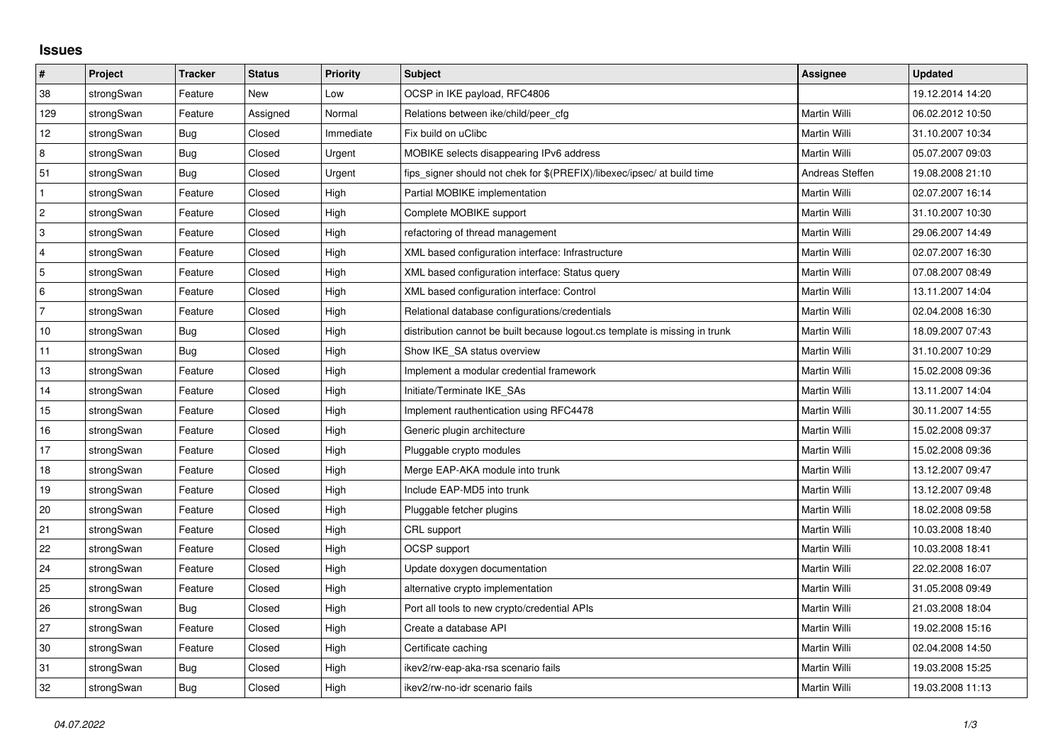## Issues

| # | Project | Tracker | Status | Priority | Subject | Assignee | Updated |
|---|---|---|---|---|---|---|---|
| 38 | strongSwan | Feature | New | Low | OCSP in IKE payload, RFC4806 | | 19.12.2014 14:20 |
| 129 | strongSwan | Feature | Assigned | Normal | Relations between ike/child/peer_cfg | Martin Willi | 06.02.2012 10:50 |
| 12 | strongSwan | Bug | Closed | Immediate | Fix build on uClibc | Martin Willi | 31.10.2007 10:34 |
| 8 | strongSwan | Bug | Closed | Urgent | MOBIKE selects disappearing IPv6 address | Martin Willi | 05.07.2007 09:03 |
| 51 | strongSwan | Bug | Closed | Urgent | fips_signer should not chek for $(PREFIX)/libexec/ipsec/ at build time | Andreas Steffen | 19.08.2008 21:10 |
| 1 | strongSwan | Feature | Closed | High | Partial MOBIKE implementation | Martin Willi | 02.07.2007 16:14 |
| 2 | strongSwan | Feature | Closed | High | Complete MOBIKE support | Martin Willi | 31.10.2007 10:30 |
| 3 | strongSwan | Feature | Closed | High | refactoring of thread management | Martin Willi | 29.06.2007 14:49 |
| 4 | strongSwan | Feature | Closed | High | XML based configuration interface: Infrastructure | Martin Willi | 02.07.2007 16:30 |
| 5 | strongSwan | Feature | Closed | High | XML based configuration interface: Status query | Martin Willi | 07.08.2007 08:49 |
| 6 | strongSwan | Feature | Closed | High | XML based configuration interface: Control | Martin Willi | 13.11.2007 14:04 |
| 7 | strongSwan | Feature | Closed | High | Relational database configurations/credentials | Martin Willi | 02.04.2008 16:30 |
| 10 | strongSwan | Bug | Closed | High | distribution cannot be built because logout.cs template is missing in trunk | Martin Willi | 18.09.2007 07:43 |
| 11 | strongSwan | Bug | Closed | High | Show IKE_SA status overview | Martin Willi | 31.10.2007 10:29 |
| 13 | strongSwan | Feature | Closed | High | Implement a modular credential framework | Martin Willi | 15.02.2008 09:36 |
| 14 | strongSwan | Feature | Closed | High | Initiate/Terminate IKE_SAs | Martin Willi | 13.11.2007 14:04 |
| 15 | strongSwan | Feature | Closed | High | Implement rauthentication using RFC4478 | Martin Willi | 30.11.2007 14:55 |
| 16 | strongSwan | Feature | Closed | High | Generic plugin architecture | Martin Willi | 15.02.2008 09:37 |
| 17 | strongSwan | Feature | Closed | High | Pluggable crypto modules | Martin Willi | 15.02.2008 09:36 |
| 18 | strongSwan | Feature | Closed | High | Merge EAP-AKA module into trunk | Martin Willi | 13.12.2007 09:47 |
| 19 | strongSwan | Feature | Closed | High | Include EAP-MD5 into trunk | Martin Willi | 13.12.2007 09:48 |
| 20 | strongSwan | Feature | Closed | High | Pluggable fetcher plugins | Martin Willi | 18.02.2008 09:58 |
| 21 | strongSwan | Feature | Closed | High | CRL support | Martin Willi | 10.03.2008 18:40 |
| 22 | strongSwan | Feature | Closed | High | OCSP support | Martin Willi | 10.03.2008 18:41 |
| 24 | strongSwan | Feature | Closed | High | Update doxygen documentation | Martin Willi | 22.02.2008 16:07 |
| 25 | strongSwan | Feature | Closed | High | alternative crypto implementation | Martin Willi | 31.05.2008 09:49 |
| 26 | strongSwan | Bug | Closed | High | Port all tools to new crypto/credential APIs | Martin Willi | 21.03.2008 18:04 |
| 27 | strongSwan | Feature | Closed | High | Create a database API | Martin Willi | 19.02.2008 15:16 |
| 30 | strongSwan | Feature | Closed | High | Certificate caching | Martin Willi | 02.04.2008 14:50 |
| 31 | strongSwan | Bug | Closed | High | ikev2/rw-eap-aka-rsa scenario fails | Martin Willi | 19.03.2008 15:25 |
| 32 | strongSwan | Bug | Closed | High | ikev2/rw-no-idr scenario fails | Martin Willi | 19.03.2008 11:13 |

*04.07.2022*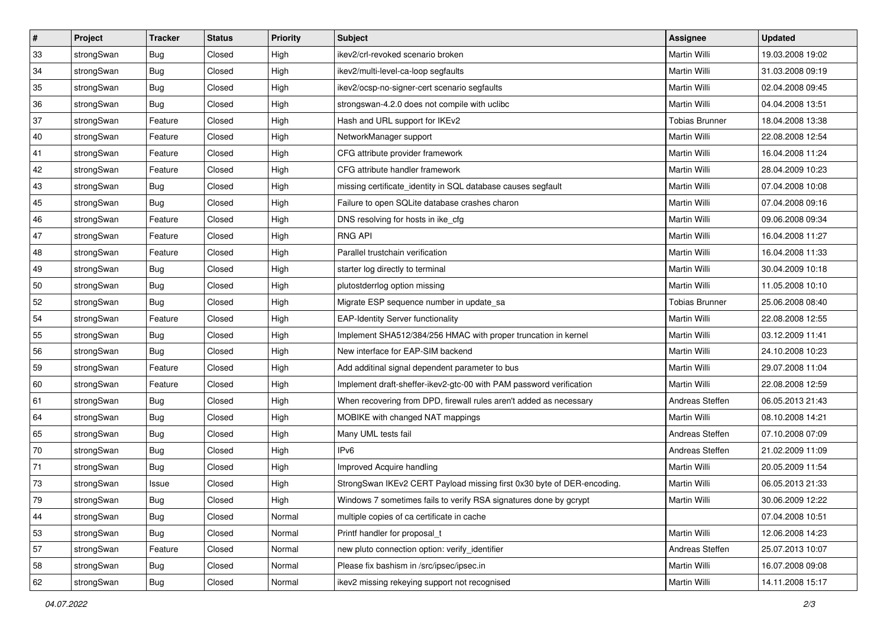| # | Project | Tracker | Status | Priority | Subject | Assignee | Updated |
|---|---|---|---|---|---|---|---|
| 33 | strongSwan | Bug | Closed | High | ikev2/crl-revoked scenario broken | Martin Willi | 19.03.2008 19:02 |
| 34 | strongSwan | Bug | Closed | High | ikev2/multi-level-ca-loop segfaults | Martin Willi | 31.03.2008 09:19 |
| 35 | strongSwan | Bug | Closed | High | ikev2/ocsp-no-signer-cert scenario segfaults | Martin Willi | 02.04.2008 09:45 |
| 36 | strongSwan | Bug | Closed | High | strongswan-4.2.0 does not compile with uclibc | Martin Willi | 04.04.2008 13:51 |
| 37 | strongSwan | Feature | Closed | High | Hash and URL support for IKEv2 | Tobias Brunner | 18.04.2008 13:38 |
| 40 | strongSwan | Feature | Closed | High | NetworkManager support | Martin Willi | 22.08.2008 12:54 |
| 41 | strongSwan | Feature | Closed | High | CFG attribute provider framework | Martin Willi | 16.04.2008 11:24 |
| 42 | strongSwan | Feature | Closed | High | CFG attribute handler framework | Martin Willi | 28.04.2009 10:23 |
| 43 | strongSwan | Bug | Closed | High | missing certificate_identity in SQL database causes segfault | Martin Willi | 07.04.2008 10:08 |
| 45 | strongSwan | Bug | Closed | High | Failure to open SQLite database crashes charon | Martin Willi | 07.04.2008 09:16 |
| 46 | strongSwan | Feature | Closed | High | DNS resolving for hosts in ike_cfg | Martin Willi | 09.06.2008 09:34 |
| 47 | strongSwan | Feature | Closed | High | RNG API | Martin Willi | 16.04.2008 11:27 |
| 48 | strongSwan | Feature | Closed | High | Parallel trustchain verification | Martin Willi | 16.04.2008 11:33 |
| 49 | strongSwan | Bug | Closed | High | starter log directly to terminal | Martin Willi | 30.04.2009 10:18 |
| 50 | strongSwan | Bug | Closed | High | plutostderrlog option missing | Martin Willi | 11.05.2008 10:10 |
| 52 | strongSwan | Bug | Closed | High | Migrate ESP sequence number in update_sa | Tobias Brunner | 25.06.2008 08:40 |
| 54 | strongSwan | Feature | Closed | High | EAP-Identity Server functionality | Martin Willi | 22.08.2008 12:55 |
| 55 | strongSwan | Bug | Closed | High | Implement SHA512/384/256 HMAC with proper truncation in kernel | Martin Willi | 03.12.2009 11:41 |
| 56 | strongSwan | Bug | Closed | High | New interface for EAP-SIM backend | Martin Willi | 24.10.2008 10:23 |
| 59 | strongSwan | Feature | Closed | High | Add additinal signal dependent parameter to bus | Martin Willi | 29.07.2008 11:04 |
| 60 | strongSwan | Feature | Closed | High | Implement draft-sheffer-ikev2-gtc-00 with PAM password verification | Martin Willi | 22.08.2008 12:59 |
| 61 | strongSwan | Bug | Closed | High | When recovering from DPD, firewall rules aren't added as necessary | Andreas Steffen | 06.05.2013 21:43 |
| 64 | strongSwan | Bug | Closed | High | MOBIKE with changed NAT mappings | Martin Willi | 08.10.2008 14:21 |
| 65 | strongSwan | Bug | Closed | High | Many UML tests fail | Andreas Steffen | 07.10.2008 07:09 |
| 70 | strongSwan | Bug | Closed | High | IPv6 | Andreas Steffen | 21.02.2009 11:09 |
| 71 | strongSwan | Bug | Closed | High | Improved Acquire handling | Martin Willi | 20.05.2009 11:54 |
| 73 | strongSwan | Issue | Closed | High | StrongSwan IKEv2 CERT Payload missing first 0x30 byte of DER-encoding. | Martin Willi | 06.05.2013 21:33 |
| 79 | strongSwan | Bug | Closed | High | Windows 7 sometimes fails to verify RSA signatures done by gcrypt | Martin Willi | 30.06.2009 12:22 |
| 44 | strongSwan | Bug | Closed | Normal | multiple copies of ca certificate in cache | | 07.04.2008 10:51 |
| 53 | strongSwan | Bug | Closed | Normal | Printf handler for proposal_t | Martin Willi | 12.06.2008 14:23 |
| 57 | strongSwan | Feature | Closed | Normal | new pluto connection option: verify_identifier | Andreas Steffen | 25.07.2013 10:07 |
| 58 | strongSwan | Bug | Closed | Normal | Please fix bashism in /src/ipsec/ipsec.in | Martin Willi | 16.07.2008 09:08 |
| 62 | strongSwan | Bug | Closed | Normal | ikev2 missing rekeying support not recognised | Martin Willi | 14.11.2008 15:17 |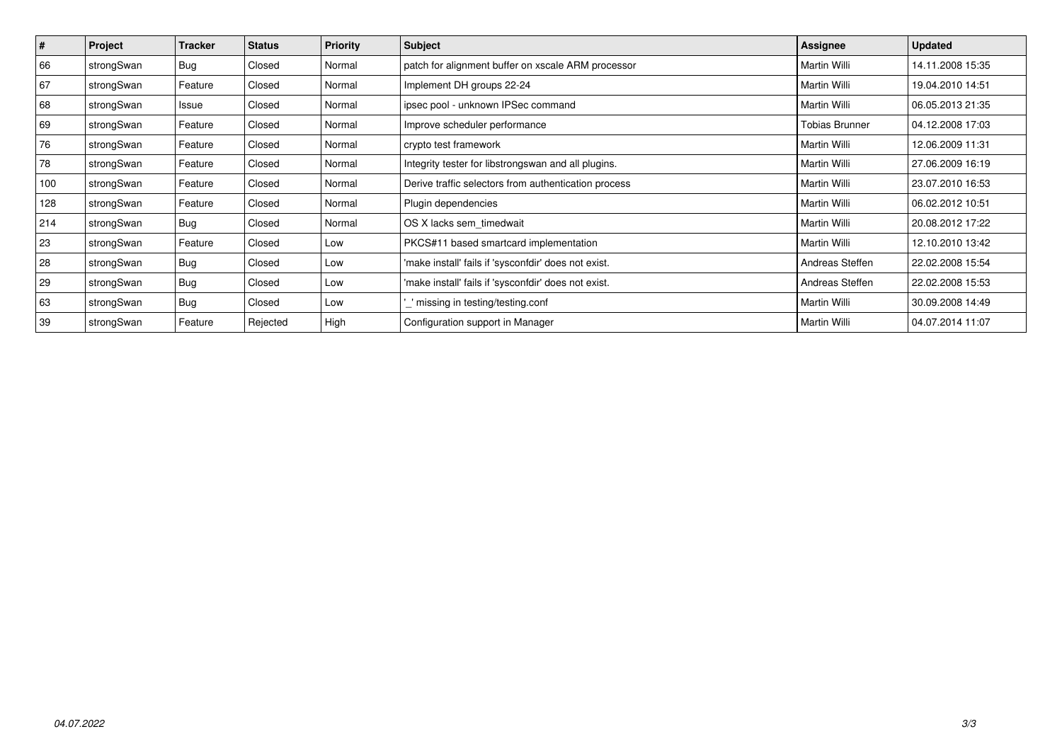| # | Project | Tracker | Status | Priority | Subject | Assignee | Updated |
|---|---|---|---|---|---|---|---|
| 66 | strongSwan | Bug | Closed | Normal | patch for alignment buffer on xscale ARM processor | Martin Willi | 14.11.2008 15:35 |
| 67 | strongSwan | Feature | Closed | Normal | Implement DH groups 22-24 | Martin Willi | 19.04.2010 14:51 |
| 68 | strongSwan | Issue | Closed | Normal | ipsec pool - unknown IPSec command | Martin Willi | 06.05.2013 21:35 |
| 69 | strongSwan | Feature | Closed | Normal | Improve scheduler performance | Tobias Brunner | 04.12.2008 17:03 |
| 76 | strongSwan | Feature | Closed | Normal | crypto test framework | Martin Willi | 12.06.2009 11:31 |
| 78 | strongSwan | Feature | Closed | Normal | Integrity tester for libstrongswan and all plugins. | Martin Willi | 27.06.2009 16:19 |
| 100 | strongSwan | Feature | Closed | Normal | Derive traffic selectors from authentication process | Martin Willi | 23.07.2010 16:53 |
| 128 | strongSwan | Feature | Closed | Normal | Plugin dependencies | Martin Willi | 06.02.2012 10:51 |
| 214 | strongSwan | Bug | Closed | Normal | OS X lacks sem_timedwait | Martin Willi | 20.08.2012 17:22 |
| 23 | strongSwan | Feature | Closed | Low | PKCS#11 based smartcard implementation | Martin Willi | 12.10.2010 13:42 |
| 28 | strongSwan | Bug | Closed | Low | 'make install' fails if 'sysconfdir' does not exist. | Andreas Steffen | 22.02.2008 15:54 |
| 29 | strongSwan | Bug | Closed | Low | 'make install' fails if 'sysconfdir' does not exist. | Andreas Steffen | 22.02.2008 15:53 |
| 63 | strongSwan | Bug | Closed | Low | '_' missing in testing/testing.conf | Martin Willi | 30.09.2008 14:49 |
| 39 | strongSwan | Feature | Rejected | High | Configuration support in Manager | Martin Willi | 04.07.2014 11:07 |